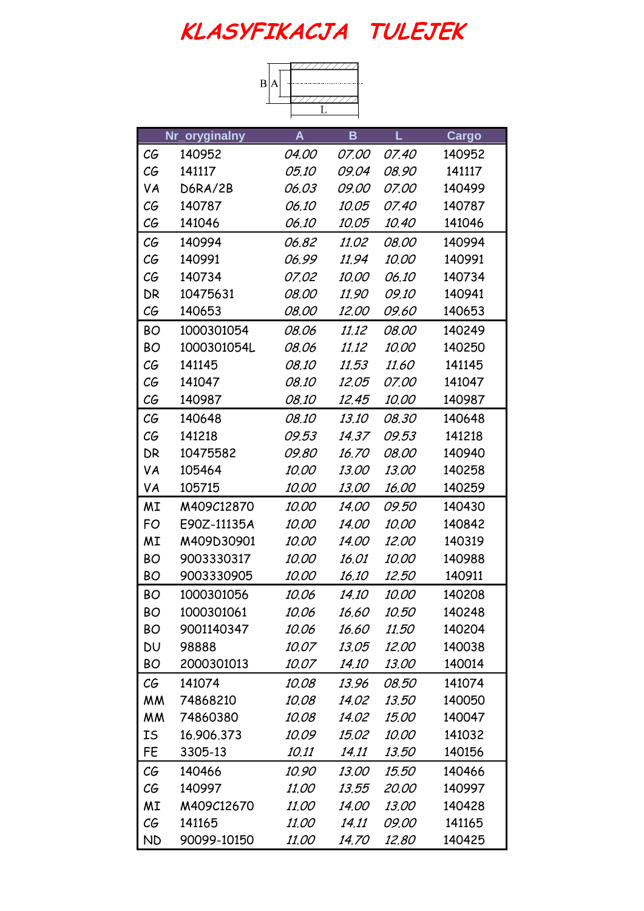# KLASYFIKACJA TULEJEK

B A L

| | Nr_oryginalny | A | B | L | Cargo |
|---|---|---|---|---|---|
| CG | 140952 | 04.00 | 07.00 | 07.40 | 140952 |
| CG | 141117 | 05.10 | 09.04 | 08.90 | 141117 |
| VA | D6RA/2B | 06.03 | 09.00 | 07.00 | 140499 |
| CG | 140787 | 06.10 | 10.05 | 07.40 | 140787 |
| CG | 141046 | 06.10 | 10.05 | 10.40 | 141046 |
| CG | 140994 | 06.82 | 11.02 | 08.00 | 140994 |
| CG | 140991 | 06.99 | 11.94 | 10.00 | 140991 |
| CG | 140734 | 07.02 | 10.00 | 06.10 | 140734 |
| DR | 10475631 | 08.00 | 11.90 | 09.10 | 140941 |
| CG | 140653 | 08.00 | 12.00 | 09.60 | 140653 |
| BO | 1000301054 | 08.06 | 11.12 | 08.00 | 140249 |
| BO | 1000301054L | 08.06 | 11.12 | 10.00 | 140250 |
| CG | 141145 | 08.10 | 11.53 | 11.60 | 141145 |
| CG | 141047 | 08.10 | 12.05 | 07.00 | 141047 |
| CG | 140987 | 08.10 | 12.45 | 10.00 | 140987 |
| CG | 140648 | 08.10 | 13.10 | 08.30 | 140648 |
| CG | 141218 | 09.53 | 14.37 | 09.53 | 141218 |
| DR | 10475582 | 09.80 | 16.70 | 08.00 | 140940 |
| VA | 105464 | 10.00 | 13.00 | 13.00 | 140258 |
| VA | 105715 | 10.00 | 13.00 | 16.00 | 140259 |
| MI | M409C12870 | 10.00 | 14.00 | 09.50 | 140430 |
| FO | E90Z-11135A | 10.00 | 14.00 | 10.00 | 140842 |
| MI | M409D30901 | 10.00 | 14.00 | 12.00 | 140319 |
| BO | 9003330317 | 10.00 | 16.01 | 10.00 | 140988 |
| BO | 9003330905 | 10.00 | 16.10 | 12.50 | 140911 |
| BO | 1000301056 | 10.06 | 14.10 | 10.00 | 140208 |
| BO | 1000301061 | 10.06 | 16.60 | 10.50 | 140248 |
| BO | 9001140347 | 10.06 | 16.60 | 11.50 | 140204 |
| DU | 98888 | 10.07 | 13.05 | 12.00 | 140038 |
| BO | 2000301013 | 10.07 | 14.10 | 13.00 | 140014 |
| CG | 141074 | 10.08 | 13.96 | 08.50 | 141074 |
| MM | 74868210 | 10.08 | 14.02 | 13.50 | 140050 |
| MM | 74860380 | 10.08 | 14.02 | 15.00 | 140047 |
| IS | 16.906.373 | 10.09 | 15.02 | 10.00 | 141032 |
| FE | 3305-13 | 10.11 | 14.11 | 13.50 | 140156 |
| CG | 140466 | 10.90 | 13.00 | 15.50 | 140466 |
| CG | 140997 | 11.00 | 13.55 | 20.00 | 140997 |
| MI | M409C12670 | 11.00 | 14.00 | 13.00 | 140428 |
| CG | 141165 | 11.00 | 14.11 | 09.00 | 141165 |
| ND | 90099-10150 | 11.00 | 14.70 | 12.80 | 140425 |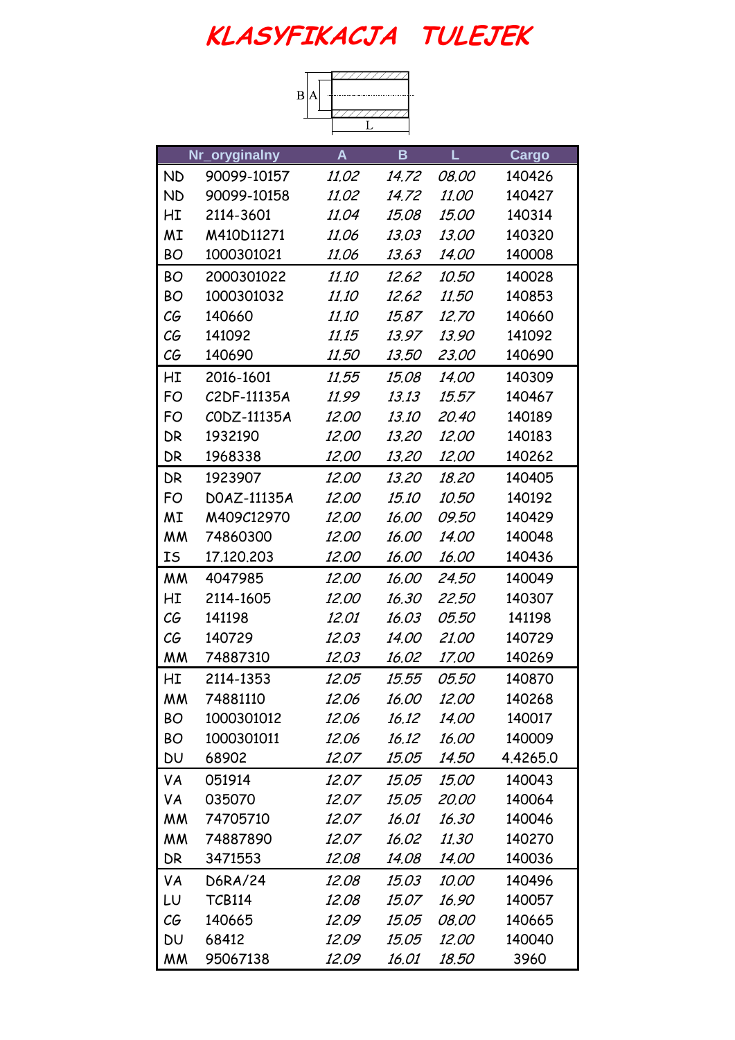# KLASYFIKACJA TULEJEK

B A L

| | Nr_oryginalny | A | B | L | Cargo |
|---|---|---|---|---|---|
| ND | 90099-10157 | 11.02 | 14.72 | 08.00 | 140426 |
| ND | 90099-10158 | 11.02 | 14.72 | 11.00 | 140427 |
| HI | 2114-3601 | 11.04 | 15.08 | 15.00 | 140314 |
| MI | M410D11271 | 11.06 | 13.03 | 13.00 | 140320 |
| BO | 1000301021 | 11.06 | 13.63 | 14.00 | 140008 |
| BO | 2000301022 | 11.10 | 12.62 | 10.50 | 140028 |
| BO | 1000301032 | 11.10 | 12.62 | 11.50 | 140853 |
| CG | 140660 | 11.10 | 15.87 | 12.70 | 140660 |
| CG | 141092 | 11.15 | 13.97 | 13.90 | 141092 |
| CG | 140690 | 11.50 | 13.50 | 23.00 | 140690 |
| HI | 2016-1601 | 11.55 | 15.08 | 14.00 | 140309 |
| FO | C2DF-11135A | 11.99 | 13.13 | 15.57 | 140467 |
| FO | C0DZ-11135A | 12.00 | 13.10 | 20.40 | 140189 |
| DR | 1932190 | 12.00 | 13.20 | 12.00 | 140183 |
| DR | 1968338 | 12.00 | 13.20 | 12.00 | 140262 |
| DR | 1923907 | 12.00 | 13.20 | 18.20 | 140405 |
| FO | D0AZ-11135A | 12.00 | 15.10 | 10.50 | 140192 |
| MI | M409C12970 | 12.00 | 16.00 | 09.50 | 140429 |
| MM | 74860300 | 12.00 | 16.00 | 14.00 | 140048 |
| IS | 17.120.203 | 12.00 | 16.00 | 16.00 | 140436 |
| MM | 4047985 | 12.00 | 16.00 | 24.50 | 140049 |
| HI | 2114-1605 | 12.00 | 16.30 | 22.50 | 140307 |
| CG | 141198 | 12.01 | 16.03 | 05.50 | 141198 |
| CG | 140729 | 12.03 | 14.00 | 21.00 | 140729 |
| MM | 74887310 | 12.03 | 16.02 | 17.00 | 140269 |
| HI | 2114-1353 | 12.05 | 15.55 | 05.50 | 140870 |
| MM | 74881110 | 12.06 | 16.00 | 12.00 | 140268 |
| BO | 1000301012 | 12.06 | 16.12 | 14.00 | 140017 |
| BO | 1000301011 | 12.06 | 16.12 | 16.00 | 140009 |
| DU | 68902 | 12.07 | 15.05 | 14.50 | 4.4265.0 |
| VA | 051914 | 12.07 | 15.05 | 15.00 | 140043 |
| VA | 035070 | 12.07 | 15.05 | 20.00 | 140064 |
| MM | 74705710 | 12.07 | 16.01 | 16.30 | 140046 |
| MM | 74887890 | 12.07 | 16.02 | 11.30 | 140270 |
| DR | 3471553 | 12.08 | 14.08 | 14.00 | 140036 |
| VA | D6RA/24 | 12.08 | 15.03 | 10.00 | 140496 |
| LU | TCB114 | 12.08 | 15.07 | 16.90 | 140057 |
| CG | 140665 | 12.09 | 15.05 | 08.00 | 140665 |
| DU | 68412 | 12.09 | 15.05 | 12.00 | 140040 |
| MM | 95067138 | 12.09 | 16.01 | 18.50 | 3960 |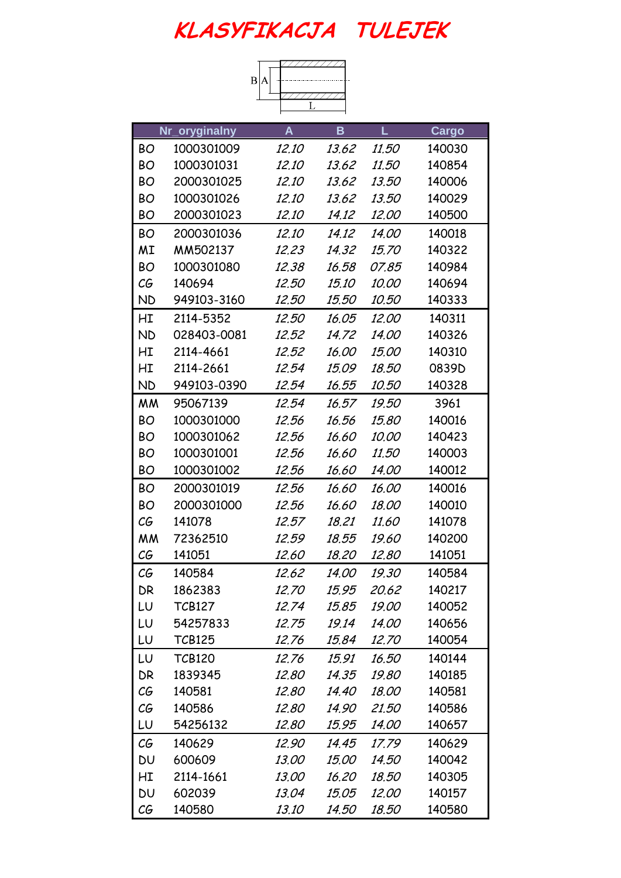# KLASYFIKACJA TULEJEK

B A L

| | Nr_oryginalny | A | B | L | Cargo |
|---|---|---|---|---|---|
| BO | 1000301009 | 12.10 | 13.62 | 11.50 | 140030 |
| BO | 1000301031 | 12.10 | 13.62 | 11.50 | 140854 |
| BO | 2000301025 | 12.10 | 13.62 | 13.50 | 140006 |
| BO | 1000301026 | 12.10 | 13.62 | 13.50 | 140029 |
| BO | 2000301023 | 12.10 | 14.12 | 12.00 | 140500 |
| BO | 2000301036 | 12.10 | 14.12 | 14.00 | 140018 |
| MI | MM502137 | 12.23 | 14.32 | 15.70 | 140322 |
| BO | 1000301080 | 12.38 | 16.58 | 07.85 | 140984 |
| CG | 140694 | 12.50 | 15.10 | 10.00 | 140694 |
| ND | 949103-3160 | 12.50 | 15.50 | 10.50 | 140333 |
| HI | 2114-5352 | 12.50 | 16.05 | 12.00 | 140311 |
| ND | 028403-0081 | 12.52 | 14.72 | 14.00 | 140326 |
| HI | 2114-4661 | 12.52 | 16.00 | 15.00 | 140310 |
| HI | 2114-2661 | 12.54 | 15.09 | 18.50 | 0839D |
| ND | 949103-0390 | 12.54 | 16.55 | 10.50 | 140328 |
| MM | 95067139 | 12.54 | 16.57 | 19.50 | 3961 |
| BO | 1000301000 | 12.56 | 16.56 | 15.80 | 140016 |
| BO | 1000301062 | 12.56 | 16.60 | 10.00 | 140423 |
| BO | 1000301001 | 12.56 | 16.60 | 11.50 | 140003 |
| BO | 1000301002 | 12.56 | 16.60 | 14.00 | 140012 |
| BO | 2000301019 | 12.56 | 16.60 | 16.00 | 140016 |
| BO | 2000301000 | 12.56 | 16.60 | 18.00 | 140010 |
| CG | 141078 | 12.57 | 18.21 | 11.60 | 141078 |
| MM | 72362510 | 12.59 | 18.55 | 19.60 | 140200 |
| CG | 141051 | 12.60 | 18.20 | 12.80 | 141051 |
| CG | 140584 | 12.62 | 14.00 | 19.30 | 140584 |
| DR | 1862383 | 12.70 | 15.95 | 20.62 | 140217 |
| LU | TCB127 | 12.74 | 15.85 | 19.00 | 140052 |
| LU | 54257833 | 12.75 | 19.14 | 14.00 | 140656 |
| LU | TCB125 | 12.76 | 15.84 | 12.70 | 140054 |
| LU | TCB120 | 12.76 | 15.91 | 16.50 | 140144 |
| DR | 1839345 | 12.80 | 14.35 | 19.80 | 140185 |
| CG | 140581 | 12.80 | 14.40 | 18.00 | 140581 |
| CG | 140586 | 12.80 | 14.90 | 21.50 | 140586 |
| LU | 54256132 | 12.80 | 15.95 | 14.00 | 140657 |
| CG | 140629 | 12.90 | 14.45 | 17.79 | 140629 |
| DU | 600609 | 13.00 | 15.00 | 14.50 | 140042 |
| HI | 2114-1661 | 13.00 | 16.20 | 18.50 | 140305 |
| DU | 602039 | 13.04 | 15.05 | 12.00 | 140157 |
| CG | 140580 | 13.10 | 14.50 | 18.50 | 140580 |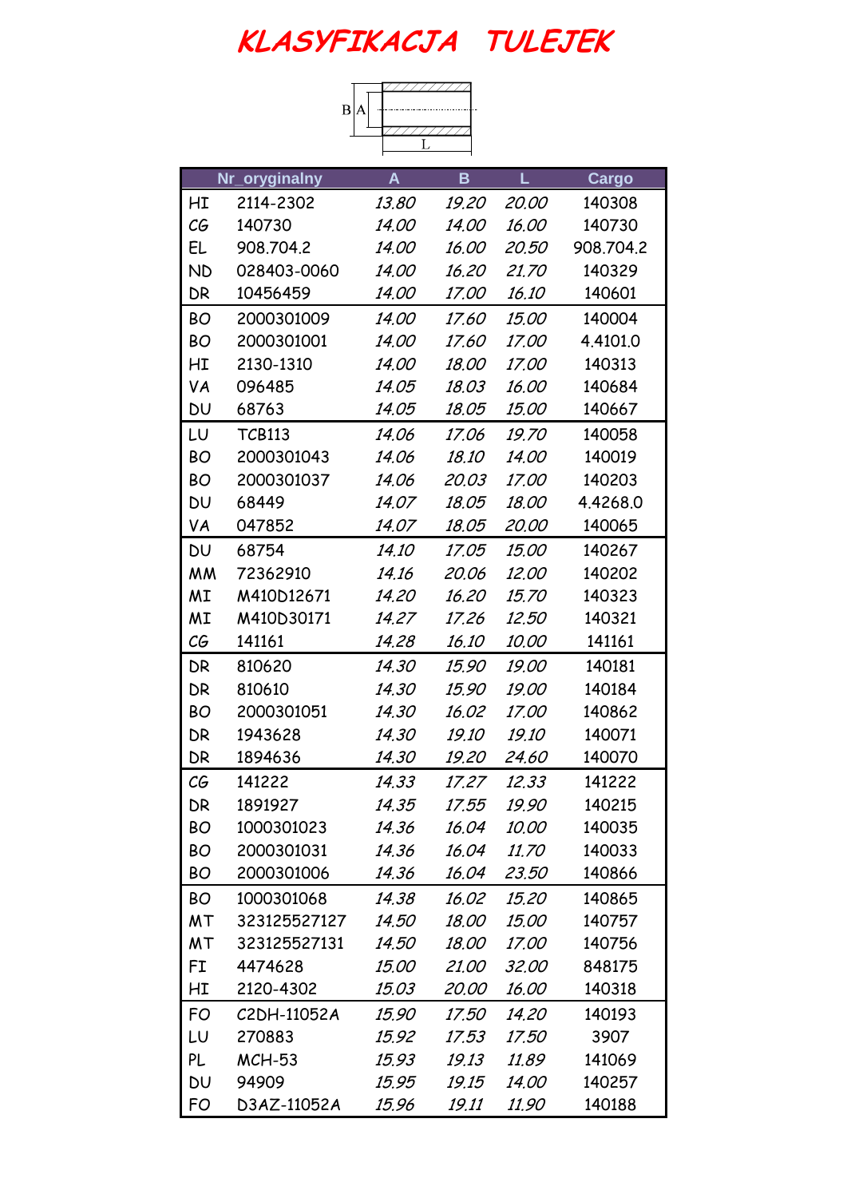# KLASYFIKACJA TULEJEK

B A

L

| Nr_oryginalny | | A | B | L | Cargo |
|---|---|---|---|---|---|
| HI | 2114-2302 | 13.80 | 19.20 | 20.00 | 140308 |
| CG | 140730 | 14.00 | 14.00 | 16.00 | 140730 |
| EL | 908.704.2 | 14.00 | 16.00 | 20.50 | 908.704.2 |
| ND | 028403-0060 | 14.00 | 16.20 | 21.70 | 140329 |
| DR | 10456459 | 14.00 | 17.00 | 16.10 | 140601 |
| BO | 2000301009 | 14.00 | 17.60 | 15.00 | 140004 |
| BO | 2000301001 | 14.00 | 17.60 | 17.00 | 4.4101.0 |
| HI | 2130-1310 | 14.00 | 18.00 | 17.00 | 140313 |
| VA | 096485 | 14.05 | 18.03 | 16.00 | 140684 |
| DU | 68763 | 14.05 | 18.05 | 15.00 | 140667 |
| LU | TCB113 | 14.06 | 17.06 | 19.70 | 140058 |
| BO | 2000301043 | 14.06 | 18.10 | 14.00 | 140019 |
| BO | 2000301037 | 14.06 | 20.03 | 17.00 | 140203 |
| DU | 68449 | 14.07 | 18.05 | 18.00 | 4.4268.0 |
| VA | 047852 | 14.07 | 18.05 | 20.00 | 140065 |
| DU | 68754 | 14.10 | 17.05 | 15.00 | 140267 |
| MM | 72362910 | 14.16 | 20.06 | 12.00 | 140202 |
| MI | M410D12671 | 14.20 | 16.20 | 15.70 | 140323 |
| MI | M410D30171 | 14.27 | 17.26 | 12.50 | 140321 |
| CG | 141161 | 14.28 | 16.10 | 10.00 | 141161 |
| DR | 810620 | 14.30 | 15.90 | 19.00 | 140181 |
| DR | 810610 | 14.30 | 15.90 | 19.00 | 140184 |
| BO | 2000301051 | 14.30 | 16.02 | 17.00 | 140862 |
| DR | 1943628 | 14.30 | 19.10 | 19.10 | 140071 |
| DR | 1894636 | 14.30 | 19.20 | 24.60 | 140070 |
| CG | 141222 | 14.33 | 17.27 | 12.33 | 141222 |
| DR | 1891927 | 14.35 | 17.55 | 19.90 | 140215 |
| BO | 1000301023 | 14.36 | 16.04 | 10.00 | 140035 |
| BO | 2000301031 | 14.36 | 16.04 | 11.70 | 140033 |
| BO | 2000301006 | 14.36 | 16.04 | 23.50 | 140866 |
| BO | 1000301068 | 14.38 | 16.02 | 15.20 | 140865 |
| MT | 323125527127 | 14.50 | 18.00 | 15.00 | 140757 |
| MT | 323125527131 | 14.50 | 18.00 | 17.00 | 140756 |
| FI | 4474628 | 15.00 | 21.00 | 32.00 | 848175 |
| HI | 2120-4302 | 15.03 | 20.00 | 16.00 | 140318 |
| FO | C2DH-11052A | 15.90 | 17.50 | 14.20 | 140193 |
| LU | 270883 | 15.92 | 17.53 | 17.50 | 3907 |
| PL | MCH-53 | 15.93 | 19.13 | 11.89 | 141069 |
| DU | 94909 | 15.95 | 19.15 | 14.00 | 140257 |
| FO | D3AZ-11052A | 15.96 | 19.11 | 11.90 | 140188 |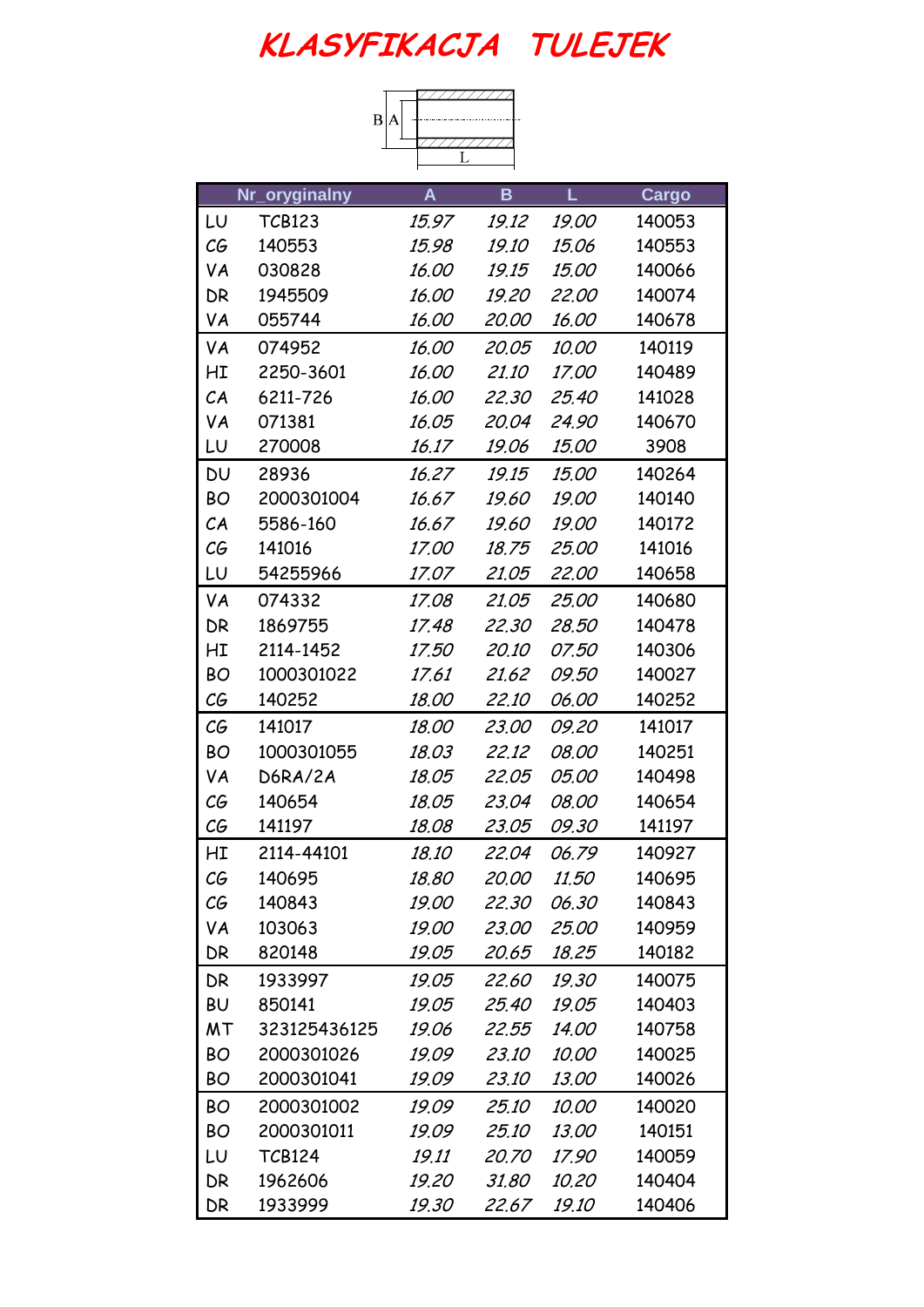# KLASYFIKACJA TULEJEK

B | A | L

| Nr_oryginalny | | A | B | L | Cargo |
|---|---|---|---|---|---|
| LU | TCB123 | *15.97* | *19.12* | *19.00* | 140053 |
| CG | 140553 | *15.98* | *19.10* | *15.06* | 140553 |
| VA | 030828 | *16.00* | *19.15* | *15.00* | 140066 |
| DR | 1945509 | *16.00* | *19.20* | *22.00* | 140074 |
| VA | 055744 | *16.00* | *20.00* | *16.00* | 140678 |
| VA | 074952 | *16.00* | *20.05* | *10.00* | 140119 |
| HI | 2250-3601 | *16.00* | *21.10* | *17.00* | 140489 |
| CA | 6211-726 | *16.00* | *22.30* | *25.40* | 141028 |
| VA | 071381 | *16.05* | *20.04* | *24.90* | 140670 |
| LU | 270008 | *16.17* | *19.06* | *15.00* | 3908 |
| DU | 28936 | *16.27* | *19.15* | *15.00* | 140264 |
| BO | 2000301004 | *16.67* | *19.60* | *19.00* | 140140 |
| CA | 5586-160 | *16.67* | *19.60* | *19.00* | 140172 |
| CG | 141016 | *17.00* | *18.75* | *25.00* | 141016 |
| LU | 54255966 | *17.07* | *21.05* | *22.00* | 140658 |
| VA | 074332 | *17.08* | *21.05* | *25.00* | 140680 |
| DR | 1869755 | *17.48* | *22.30* | *28.50* | 140478 |
| HI | 2114-1452 | *17.50* | *20.10* | *07.50* | 140306 |
| BO | 1000301022 | *17.61* | *21.62* | *09.50* | 140027 |
| CG | 140252 | *18.00* | *22.10* | *06.00* | 140252 |
| CG | 141017 | *18.00* | *23.00* | *09.20* | 141017 |
| BO | 1000301055 | *18.03* | *22.12* | *08.00* | 140251 |
| VA | D6RA/2A | *18.05* | *22.05* | *05.00* | 140498 |
| CG | 140654 | *18.05* | *23.04* | *08.00* | 140654 |
| CG | 141197 | *18.08* | *23.05* | *09.30* | 141197 |
| HI | 2114-44101 | *18.10* | *22.04* | *06.79* | 140927 |
| CG | 140695 | *18.80* | *20.00* | *11.50* | 140695 |
| CG | 140843 | *19.00* | *22.30* | *06.30* | 140843 |
| VA | 103063 | *19.00* | *23.00* | *25.00* | 140959 |
| DR | 820148 | *19.05* | *20.65* | *18.25* | 140182 |
| DR | 1933997 | *19.05* | *22.60* | *19.30* | 140075 |
| BU | 850141 | *19.05* | *25.40* | *19.05* | 140403 |
| MT | 323125436125 | *19.06* | *22.55* | *14.00* | 140758 |
| BO | 2000301026 | *19.09* | *23.10* | *10.00* | 140025 |
| BO | 2000301041 | *19.09* | *23.10* | *13.00* | 140026 |
| BO | 2000301002 | *19.09* | *25.10* | *10.00* | 140020 |
| BO | 2000301011 | *19.09* | *25.10* | *13.00* | 140151 |
| LU | TCB124 | *19.11* | *20.70* | *17.90* | 140059 |
| DR | 1962606 | *19.20* | *31.80* | *10.20* | 140404 |
| DR | 1933999 | *19.30* | *22.67* | *19.10* | 140406 |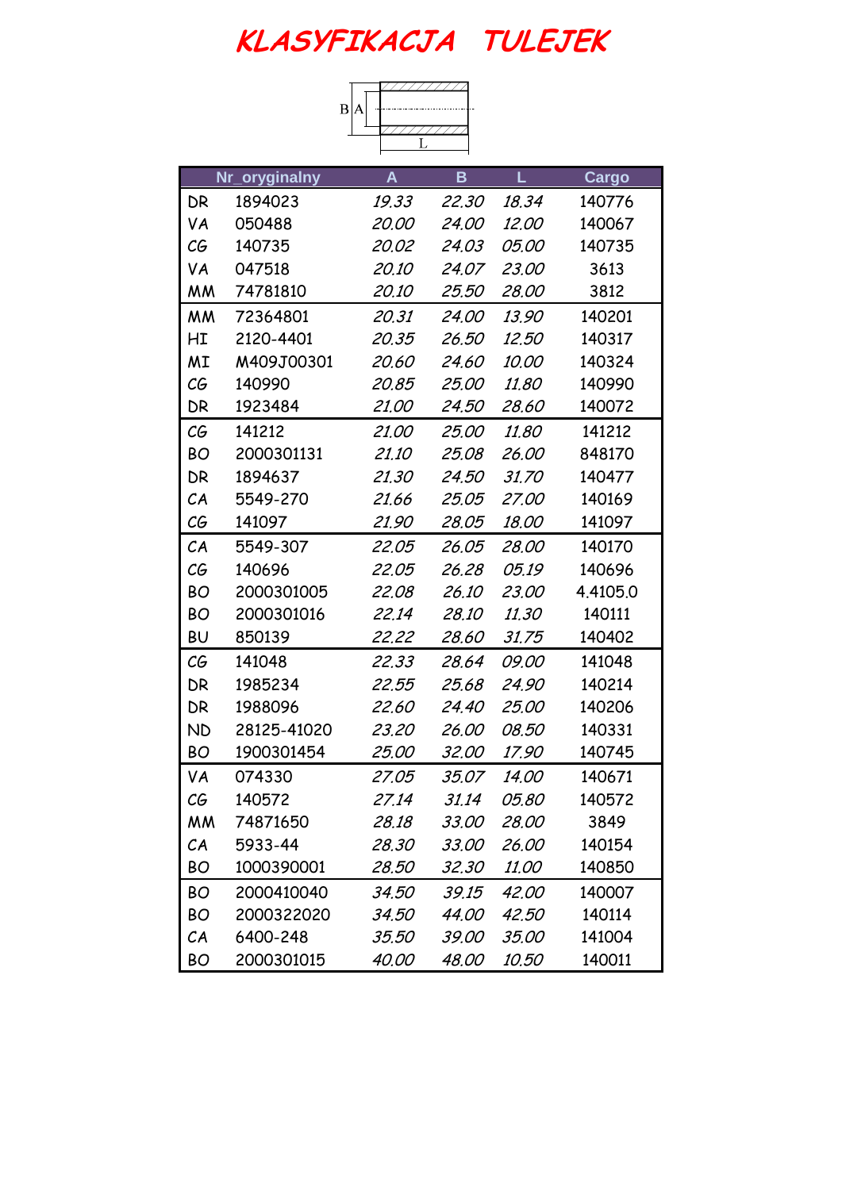# KLASYFIKACJA TULEJEK

| | Nr_oryginalny | A | B | L | Cargo |
|---|---|---|---|---|---|
| DR | 1894023 | 19.33 | 22.30 | 18.34 | 140776 |
| VA | 050488 | 20.00 | 24.00 | 12.00 | 140067 |
| CG | 140735 | 20.02 | 24.03 | 05.00 | 140735 |
| VA | 047518 | 20.10 | 24.07 | 23.00 | 3613 |
| MM | 74781810 | 20.10 | 25.50 | 28.00 | 3812 |
| MM | 72364801 | 20.31 | 24.00 | 13.90 | 140201 |
| HI | 2120-4401 | 20.35 | 26.50 | 12.50 | 140317 |
| MI | M409J00301 | 20.60 | 24.60 | 10.00 | 140324 |
| CG | 140990 | 20.85 | 25.00 | 11.80 | 140990 |
| DR | 1923484 | 21.00 | 24.50 | 28.60 | 140072 |
| CG | 141212 | 21.00 | 25.00 | 11.80 | 141212 |
| BO | 2000301131 | 21.10 | 25.08 | 26.00 | 848170 |
| DR | 1894637 | 21.30 | 24.50 | 31.70 | 140477 |
| CA | 5549-270 | 21.66 | 25.05 | 27.00 | 140169 |
| CG | 141097 | 21.90 | 28.05 | 18.00 | 141097 |
| CA | 5549-307 | 22.05 | 26.05 | 28.00 | 140170 |
| CG | 140696 | 22.05 | 26.28 | 05.19 | 140696 |
| BO | 2000301005 | 22.08 | 26.10 | 23.00 | 4.4105.0 |
| BO | 2000301016 | 22.14 | 28.10 | 11.30 | 140111 |
| BU | 850139 | 22.22 | 28.60 | 31.75 | 140402 |
| CG | 141048 | 22.33 | 28.64 | 09.00 | 141048 |
| DR | 1985234 | 22.55 | 25.68 | 24.90 | 140214 |
| DR | 1988096 | 22.60 | 24.40 | 25.00 | 140206 |
| ND | 28125-41020 | 23.20 | 26.00 | 08.50 | 140331 |
| BO | 1900301454 | 25.00 | 32.00 | 17.90 | 140745 |
| VA | 074330 | 27.05 | 35.07 | 14.00 | 140671 |
| CG | 140572 | 27.14 | 31.14 | 05.80 | 140572 |
| MM | 74871650 | 28.18 | 33.00 | 28.00 | 3849 |
| CA | 5933-44 | 28.30 | 33.00 | 26.00 | 140154 |
| BO | 1000390001 | 28.50 | 32.30 | 11.00 | 140850 |
| BO | 2000410040 | 34.50 | 39.15 | 42.00 | 140007 |
| BO | 2000322020 | 34.50 | 44.00 | 42.50 | 140114 |
| CA | 6400-248 | 35.50 | 39.00 | 35.00 | 141004 |
| BO | 2000301015 | 40.00 | 48.00 | 10.50 | 140011 |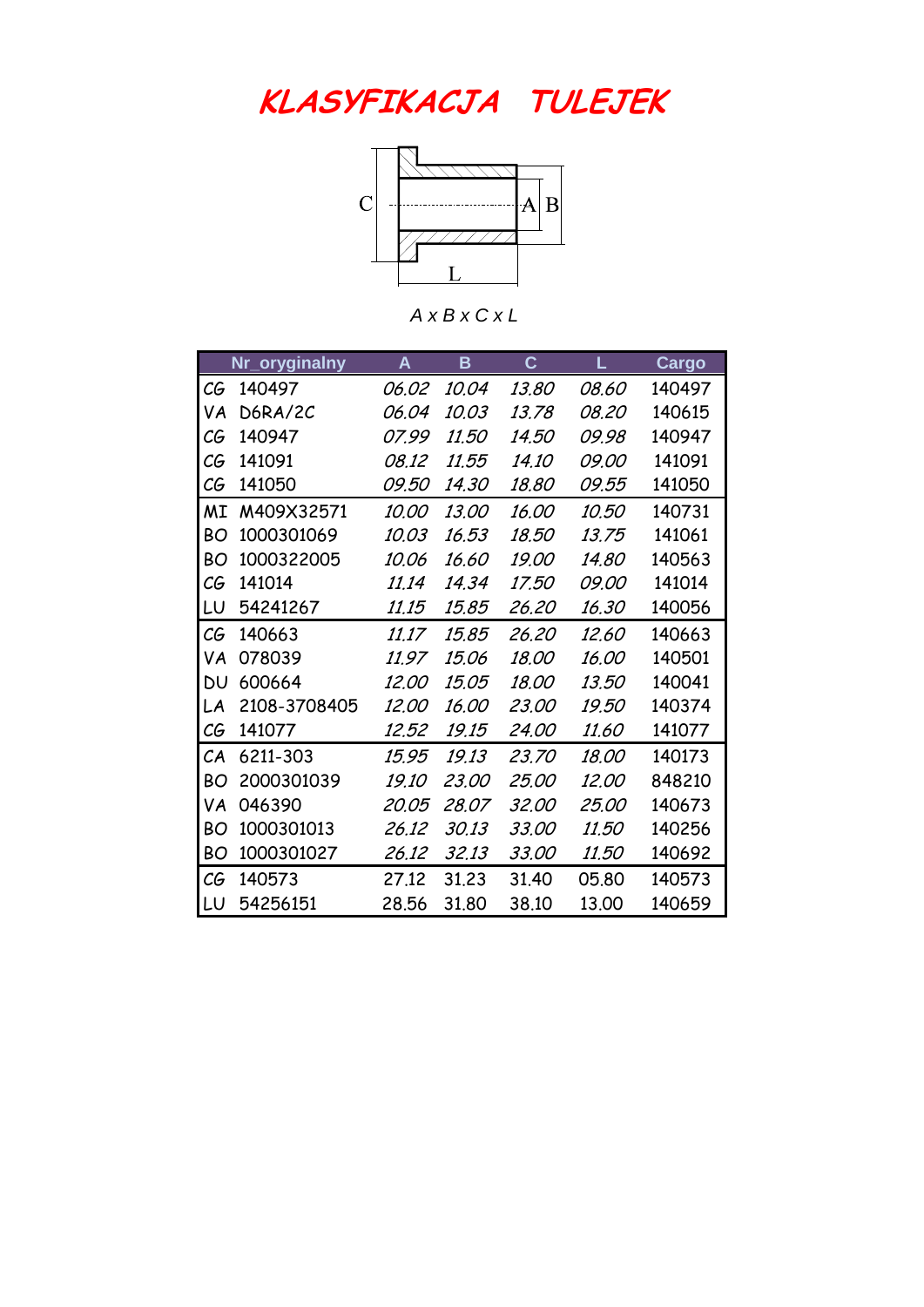# KLASYFIKACJA TULEJEK

A x B x C x L

| Nr_oryginalny | | A | B | C | L | Cargo |
|---|---|---|---|---|---|---|
| CG | 140497 | 06.02 | 10.04 | 13.80 | 08.60 | 140497 |
| VA | D6RA/2C | 06.04 | 10.03 | 13.78 | 08.20 | 140615 |
| CG | 140947 | 07.99 | 11.50 | 14.50 | 09.98 | 140947 |
| CG | 141091 | 08.12 | 11.55 | 14.10 | 09.00 | 141091 |
| CG | 141050 | 09.50 | 14.30 | 18.80 | 09.55 | 141050 |
| MI | M409X32571 | 10.00 | 13.00 | 16.00 | 10.50 | 140731 |
| BO | 1000301069 | 10.03 | 16.53 | 18.50 | 13.75 | 141061 |
| BO | 1000322005 | 10.06 | 16.60 | 19.00 | 14.80 | 140563 |
| CG | 141014 | 11.14 | 14.34 | 17.50 | 09.00 | 141014 |
| LU | 54241267 | 11.15 | 15.85 | 26.20 | 16.30 | 140056 |
| CG | 140663 | 11.17 | 15.85 | 26.20 | 12.60 | 140663 |
| VA | 078039 | 11.97 | 15.06 | 18.00 | 16.00 | 140501 |
| DU | 600664 | 12.00 | 15.05 | 18.00 | 13.50 | 140041 |
| LA | 2108-3708405 | 12.00 | 16.00 | 23.00 | 19.50 | 140374 |
| CG | 141077 | 12.52 | 19.15 | 24.00 | 11.60 | 141077 |
| CA | 6211-303 | 15.95 | 19.13 | 23.70 | 18.00 | 140173 |
| BO | 2000301039 | 19.10 | 23.00 | 25.00 | 12.00 | 848210 |
| VA | 046390 | 20.05 | 28.07 | 32.00 | 25.00 | 140673 |
| BO | 1000301013 | 26.12 | 30.13 | 33.00 | 11.50 | 140256 |
| BO | 1000301027 | 26.12 | 32.13 | 33.00 | 11.50 | 140692 |
| CG | 140573 | 27.12 | 31.23 | 31.40 | 05.80 | 140573 |
| LU | 54256151 | 28.56 | 31.80 | 38.10 | 13.00 | 140659 |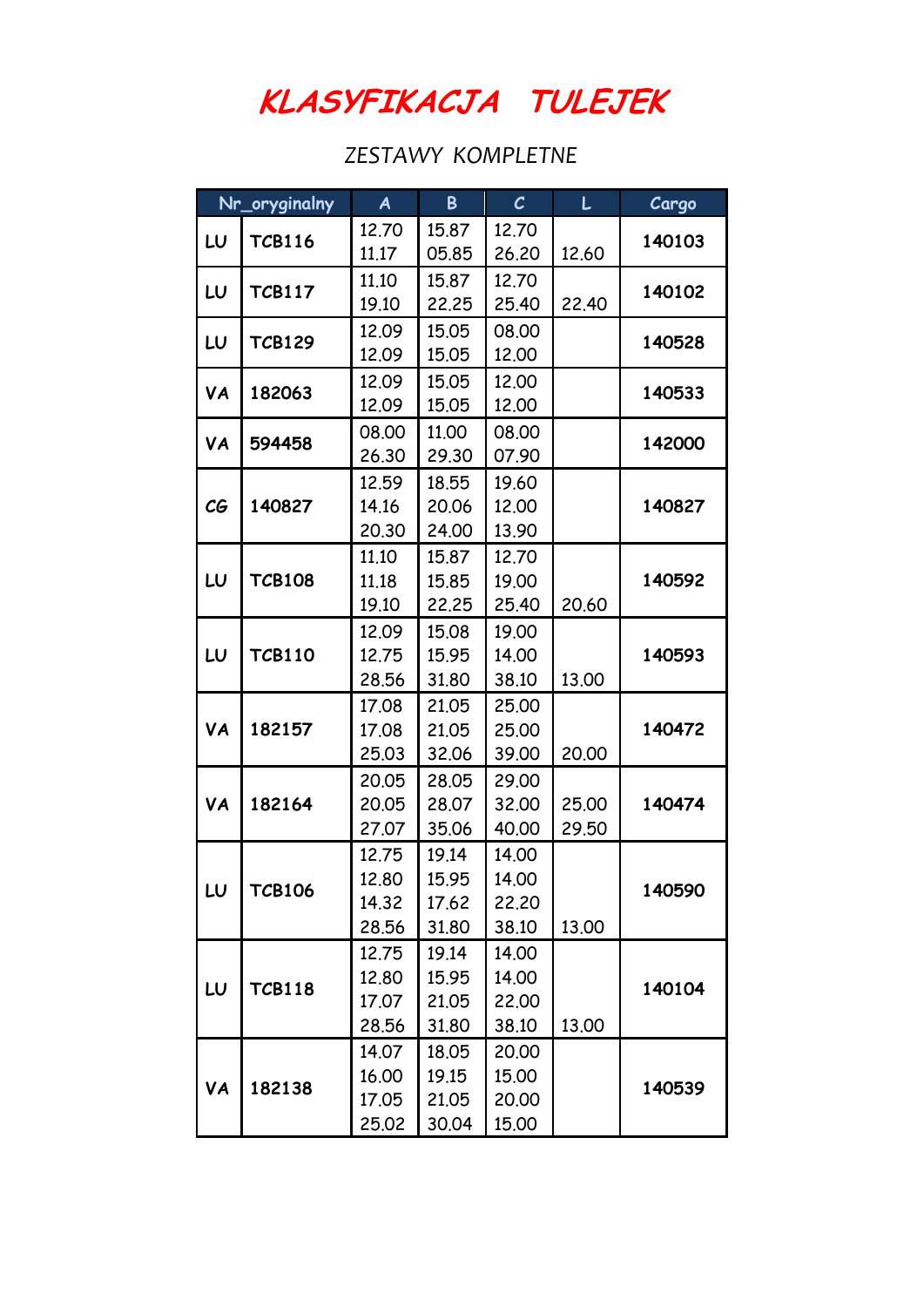# KLASYFIKACJA TULEJEK

ZESTAWY KOMPLETNE

| Nr_oryginalny | | A | B | C | L | Cargo |
|---|---|---|---|---|---|---|
| LU | TCB116 | 12.70<br>11.17 | 15.87<br>05.85 | 12.70<br>26.20 | 12.60 | 140103 |
| LU | TCB117 | 11.10<br>19.10 | 15.87<br>22.25 | 12.70<br>25.40 | 22.40 | 140102 |
| LU | TCB129 | 12.09<br>12.09 | 15.05<br>15.05 | 08.00<br>12.00 | | 140528 |
| VA | 182063 | 12.09<br>12.09 | 15.05<br>15.05 | 12.00<br>12.00 | | 140533 |
| VA | 594458 | 08.00<br>26.30 | 11.00<br>29.30 | 08.00<br>07.90 | | 142000 |
| CG | 140827 | 12.59<br>14.16<br>20.30 | 18.55<br>20.06<br>24.00 | 19.60<br>12.00<br>13.90 | | 140827 |
| LU | TCB108 | 11.10<br>11.18<br>19.10 | 15.87<br>15.85<br>22.25 | 12.70<br>19.00<br>25.40 | 20.60 | 140592 |
| LU | TCB110 | 12.09<br>12.75<br>28.56 | 15.08<br>15.95<br>31.80 | 19.00<br>14.00<br>38.10 | 13.00 | 140593 |
| VA | 182157 | 17.08<br>17.08<br>25.03 | 21.05<br>21.05<br>32.06 | 25.00<br>25.00<br>39.00 | 20.00 | 140472 |
| VA | 182164 | 20.05<br>20.05<br>27.07 | 28.05<br>28.07<br>35.06 | 29.00<br>32.00<br>40.00 | 25.00<br>29.50 | 140474 |
| LU | TCB106 | 12.75<br>12.80<br>14.32<br>28.56 | 19.14<br>15.95<br>17.62<br>31.80 | 14.00<br>14.00<br>22.20<br>38.10 | 13.00 | 140590 |
| LU | TCB118 | 12.75<br>12.80<br>17.07<br>28.56 | 19.14<br>15.95<br>21.05<br>31.80 | 14.00<br>14.00<br>22.00<br>38.10 | 13.00 | 140104 |
| VA | 182138 | 14.07<br>16.00<br>17.05<br>25.02 | 18.05<br>19.15<br>21.05<br>30.04 | 20.00<br>15.00<br>20.00<br>15.00 | | 140539 |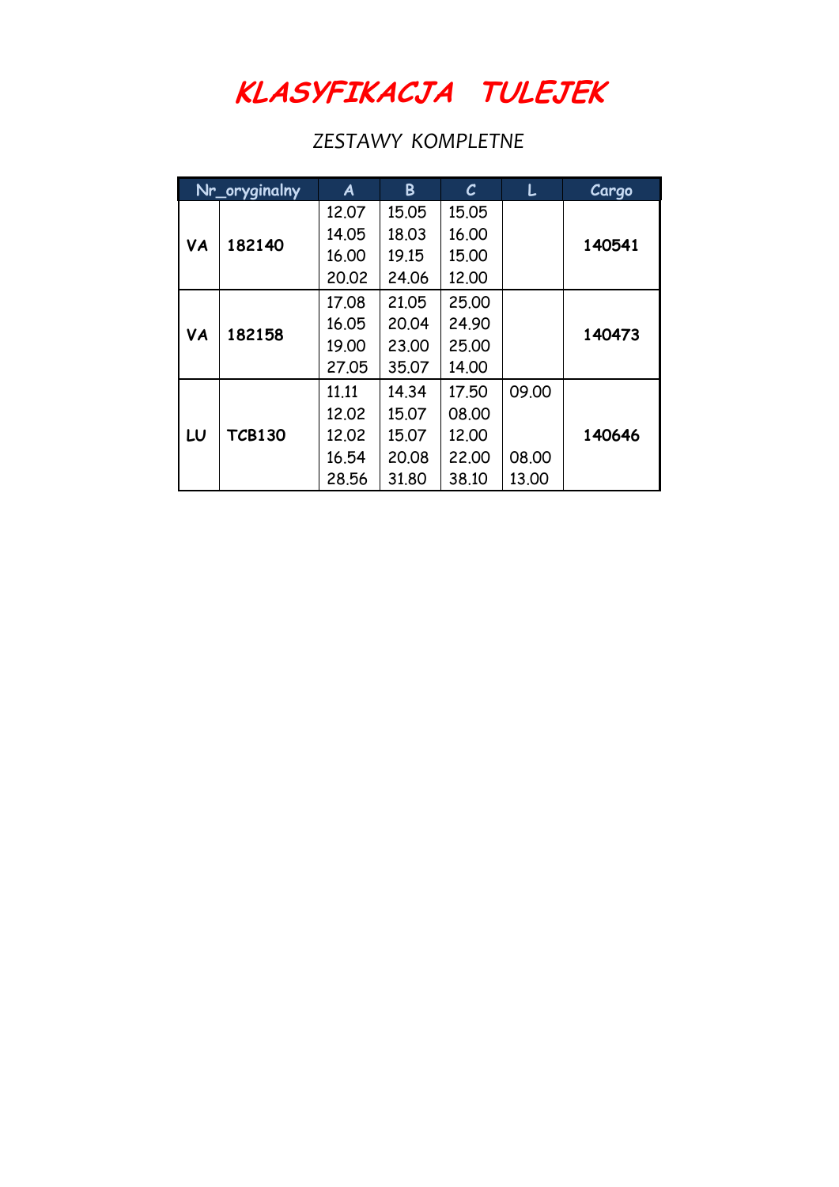# KLASYFIKACJA TULEJEK

*ZESTAWY KOMPLETNE*

| Nr_oryginalny | | A | B | C | L | Cargo |
|---|---|---|---|---|---|---|
| **VA** | **182140** | 12.07 | 15.05 | 15.05 | | **140541** |
| | | 14.05 | 18.03 | 16.00 | | |
| | | 16.00 | 19.15 | 15.00 | | |
| | | 20.02 | 24.06 | 12.00 | | |
| **VA** | **182158** | 17.08 | 21.05 | 25.00 | | **140473** |
| | | 16.05 | 20.04 | 24.90 | | |
| | | 19.00 | 23.00 | 25.00 | | |
| | | 27.05 | 35.07 | 14.00 | | |
| **LU** | **TCB130** | 11.11 | 14.34 | 17.50 | 09.00 | **140646** |
| | | 12.02 | 15.07 | 08.00 | | |
| | | 12.02 | 15.07 | 12.00 | | |
| | | 16.54 | 20.08 | 22.00 | 08.00 | |
| | | 28.56 | 31.80 | 38.10 | 13.00 | |